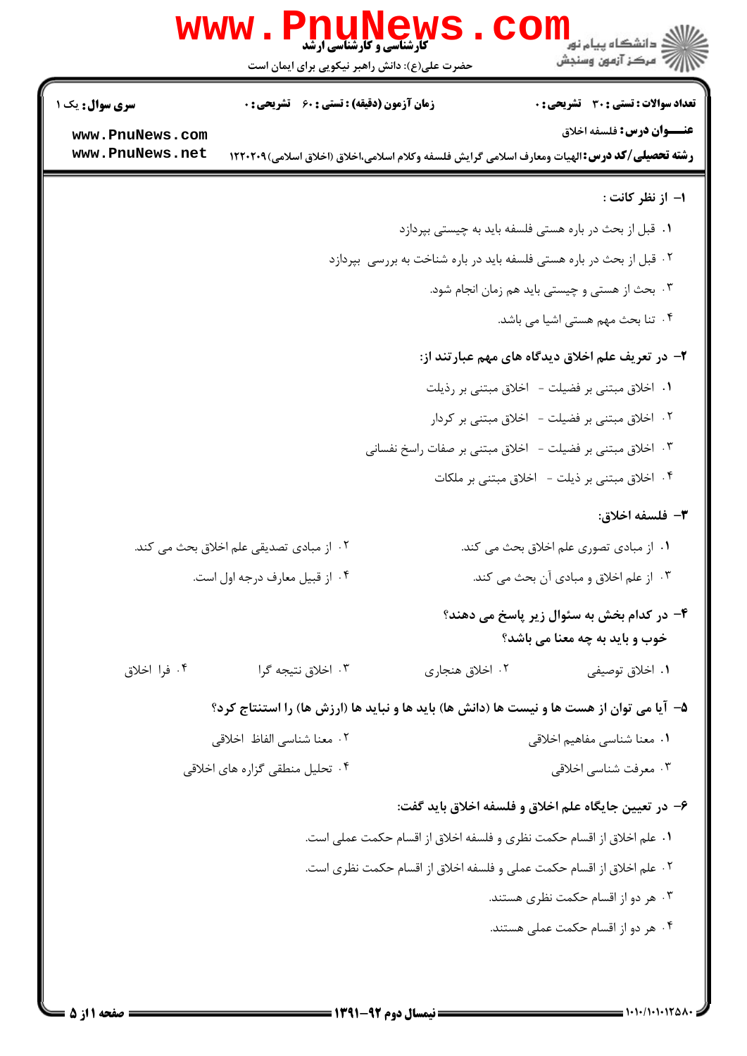**سری سوال:** یک ۱

**زمان آزمون (دقیقه) : تستی : ۶۰ تشریحی : ۰**

**تعداد سوالات : تستی : ۳۰ تشریحی : ۰**

**عنـــوان درس:** فلسفه اخلاق

**رشته تحصیلی/کد درس:** الهیات ومعارف اسلامی گرایش فلسفه وکلام اسلامی،اخلاق (اخلاق اسلامی)۱۲۲۰۲۰۹

**۱- از نظر کانت :**

۱. قبل از بحث در باره هستی فلسفه باید به چیستی بپردازد

۲. قبل از بحث در باره هستی فلسفه باید در باره شناخت به بررسی بپردازد

۳. بحث از هستی و چیستی باید هم زمان انجام شود.

۴. تنا بحث مهم هستی اشیا می باشد.

**۲- در تعریف علم اخلاق دیدگاه های مهم عبارتند از:**

۱. اخلاق مبتنی بر فضیلت - اخلاق مبتنی بر رذیلت

۲. اخلاق مبتنی بر فضیلت - اخلاق مبتنی بر کردار

۳. اخلاق مبتنی بر فضیلت - اخلاق مبتنی بر صفات راسخ نفسانی

۴. اخلاق مبتنی بر ذیلت - اخلاق مبتنی بر ملکات

**۳- فلسفه اخلاق:**

۱. از مبادی تصوری علم اخلاق بحث می کند.

۲. از مبادی تصدیقی علم اخلاق بحث می کند.

۳. از علم اخلاق و مبادی آن بحث می کند.

۴. از قبیل معارف درجه اول است.

**۴- در کدام بخش به سئوال زیر پاسخ می دهند؟**
**خوب و باید به چه معنا می باشد؟**

۱. اخلاق توصیفی

۲. اخلاق هنجاری

۳. اخلاق نتیجه گرا

۴. فرا اخلاق

**۵- آیا می توان از هست ها و نیست ها (دانش ها) باید ها و نباید ها (ارزش ها) را استنتاج کرد؟**

۱. معنا شناسی مفاهیم اخلاقی

۲. معنا شناسی الفاظ اخلاقی

۳. معرفت شناسی اخلاقی

۴. تحلیل منطقی گزاره های اخلاقی

**۶- در تعیین جایگاه علم اخلاق و فلسفه اخلاق باید گفت:**

۱. علم اخلاق از اقسام حکمت نظری و فلسفه اخلاق از اقسام حکمت عملی است.

۲. علم اخلاق از اقسام حکمت عملی و فلسفه اخلاق از اقسام حکمت نظری است.

۳. هر دو از اقسام حکمت نظری هستند.

۴. هر دو از اقسام حکمت عملی هستند.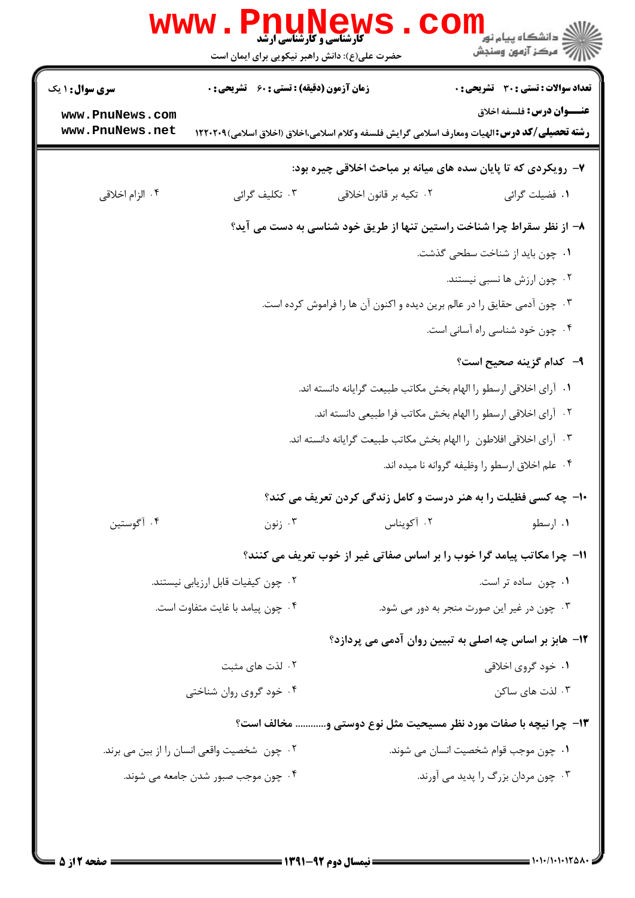۷- رویکردی که تا پایان سده های میانه بر مباحث اخلاقی چیره بود:

۱. فضیلت گرائی
۲. تکیه بر قانون اخلاقی
۳. تکلیف گرائی
۴. الزام اخلاقی

۸- از نظر سقراط چرا شناخت راستین تنها از طریق خود شناسی به دست می آید؟

۱. چون باید از شناخت سطحی گذشت.
۲. چون ارزش ها نسبی نیستند.
۳. چون آدمی حقایق را در عالم برین دیده و اکنون آن ها را فراموش کرده است.
۴. چون خود شناسی راه آسانی است.

۹- کدام گزینه صحیح است؟

۱. آرای اخلاقی ارسطو را الهام بخش مکاتب طبیعت گرایانه دانسته اند.
۲. آرای اخلاقی ارسطو را الهام بخش مکاتب فرا طبیعی دانسته اند.
۳. آرای اخلاقی افلاطون را الهام بخش مکاتب طبیعت گرایانه دانسته اند.
۴. علم اخلاق ارسطو را وظیفه گروانه نا میده اند.

۱۰- چه کسی فظیلت را به هنر درست و کامل زندگی کردن تعریف می کند؟

۱. ارسطو
۲. آکویناس
۳. زنون
۴. آگوستین

۱۱- چرا مکاتب پیامد گرا خوب را بر اساس صفاتی غیر از خوب تعریف می کنند؟

۱. چون ساده تر است.
۲. چون کیفیات قابل ارزیابی نیستند.
۳. چون در غیر این صورت منجر به دور می شود.
۴. چون پیامد با غایت متفاوت است.

۱۲- هابز بر اساس چه اصلی به تبیین روان آدمی می پردازد؟

۱. خود گروی اخلاقی
۲. لذت های مثبت
۳. لذت های ساکن
۴. خود گروی روان شناختی

۱۳- چرا نیچه با صفات مورد نظر مسیحیت مثل نوع دوستی و............ مخالف است؟

۱. چون موجب قوام شخصیت انسان می شوند.
۲. چون شخصیت واقعی انسان را از بین می برند.
۳. چون مردان بزرگ را پدید می آورند.
۴. چون موجب صبور شدن جامعه می شوند.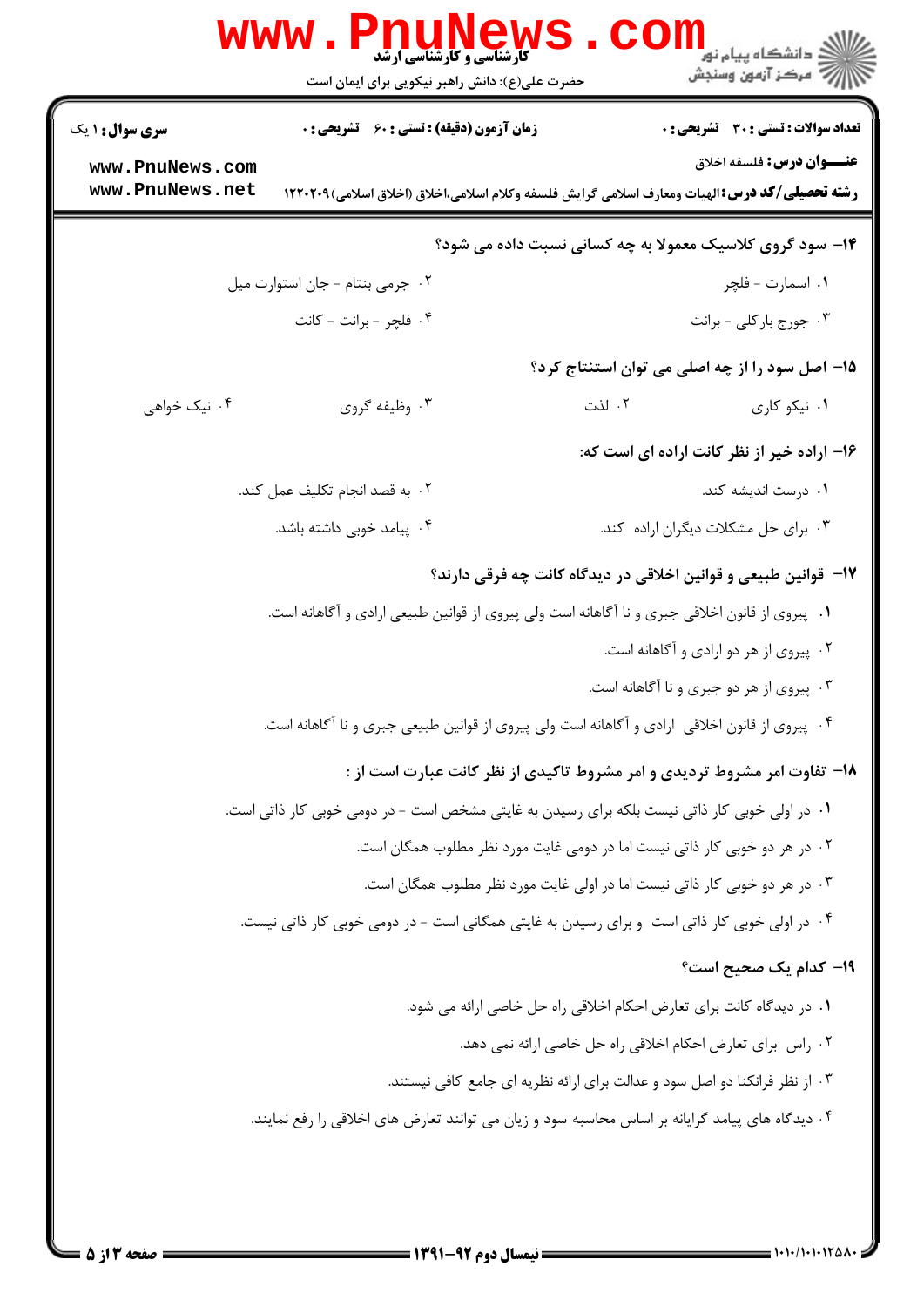**تعداد سوالات : تستی : ۳۰ تشریحی : ۰** | **زمان آزمون (دقیقه) : تستی : ۶۰ تشریحی : ۰** | **سری سوال : ۱ یک**

**عنـــوان درس :** فلسفه اخلاق

**رشته تحصیلی/کد درس :** الهیات ومعارف اسلامی گرایش فلسفه وکلام اسلامی،اخلاق (اخلاق اسلامی)۱۲۲۰۲۰۹

**۱۴- سود گروی کلاسیک معمولا به چه کسانی نسبت داده می شود؟**

۱. اسمارت - فلچر
۲. جرمی بنتام - جان استوارت میل
۳. جورج بارکلی - برانت
۴. فلچر - برانت - کانت

**۱۵- اصل سود را از چه اصلی می توان استنتاج کرد؟**

۱. نیکو کاری
۲. لذت
۳. وظیفه گروی
۴. نیک خواهی

**۱۶- اراده خیر از نظر کانت اراده ای است که:**

۱. درست اندیشه کند.
۲. به قصد انجام تکلیف عمل کند.
۳. برای حل مشکلات دیگران اراده کند.
۴. پیامد خوبی داشته باشد.

**۱۷- قوانین طبیعی و قوانین اخلاقی در دیدگاه کانت چه فرقی دارند؟**

۱. پیروی از قانون اخلاقی جبری و نا آگاهانه است ولی پیروی از قوانین طبیعی ارادی و آگاهانه است.
۲. پیروی از هر دو ارادی و آگاهانه است.
۳. پیروی از هر دو جبری و نا آگاهانه است.
۴. پیروی از قانون اخلاقی ارادی و آگاهانه است ولی پیروی از قوانین طبیعی جبری و نا آگاهانه است.

**۱۸- تفاوت امر مشروط تردیدی و امر مشروط تاکیدی از نظر کانت عبارت است از :**

۱. در اولی خوبی کار ذاتی نیست بلکه برای رسیدن به غایتی مشخص است - در دومی خوبی کار ذاتی است.
۲. در هر دو خوبی کار ذاتی نیست اما در دومی غایت مورد نظر مطلوب همگان است.
۳. در هر دو خوبی کار ذاتی نیست اما در اولی غایت مورد نظر مطلوب همگان است.
۴. در اولی خوبی کار ذاتی است و برای رسیدن به غایتی همگانی است - در دومی خوبی کار ذاتی نیست.

**۱۹- کدام یک صحیح است؟**

۱. در دیدگاه کانت برای تعارض احکام اخلاقی راه حل خاصی ارائه می شود.
۲. راس برای تعارض احکام اخلاقی راه حل خاصی ارائه نمی دهد.
۳. از نظر فرانکنا دو اصل سود و عدالت برای ارائه نظریه ای جامع کافی نیستند.
۴. دیدگاه های پیامد گرایانه بر اساس محاسبه سود و زیان می توانند تعارض های اخلاقی را رفع نمایند.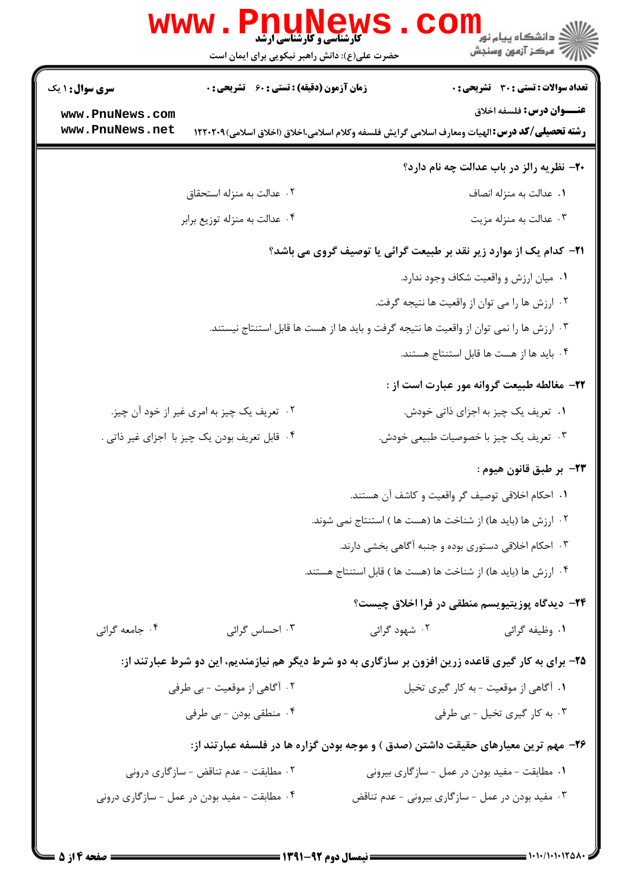**۲۰- نظریه رالز در باب عدالت چه نام دارد؟**

۱. عدالت به منزله انصاف

۲. عدالت به منزله استحقاق

۳. عدالت به منزله مزیت

۴. عدالت به منزله توزیع برابر

**۲۱- کدام یک از موارد زیر نقد بر طبیعت گرائی یا توصیف گروی می باشد؟**

۱. میان ارزش و واقعیت شکاف وجود ندارد.

۲. ارزش ها را می توان از واقعیت ها نتیجه گرفت.

۳. ارزش ها را نمی توان از واقعیت ها نتیجه گرفت و باید ها از هست ها قابل استنتاج نیستند.

۴. باید ها از هست ها قابل استنتاج هستند.

**۲۲- مغالطه طبیعت گروانه مور عبارت است از :**

۱. تعریف یک چیز به اجزای ذاتی خودش.

۲. تعریف یک چیز به امری غیر از خود آن چیز.

۳. تعریف یک چیز با خصوصیات طبیعی خودش.

۴. قابل تعریف بودن یک چیز با اجزای غیر ذاتی .

**۲۳- بر طبق قانون هیوم :**

۱. احکام اخلاقی توصیف گر واقعیت و کاشف آن هستند.

۲. ارزش ها (باید ها) از شناخت ها (هست ها ) استنتاج نمی شوند.

۳. احکام اخلاقی دستوری بوده و جنبه آگاهی بخشی دارند.

۴. ارزش ها (باید ها) از شناخت ها (هست ها ) قابل استنتاج هستند.

**۲۴- دیدگاه پوزیتیویسم منطقی در فرا اخلاق چیست؟**

۱. وظیفه گرائی

۲. شهود گرائی

۳. احساس گرائی

۴. جامعه گرائی

**۲۵- برای به کار گیری قاعده زرین افزون بر سازگاری به دو شرط دیگر هم نیازمندیم، این دو شرط عبارتند از:**

۱. آگاهی از موقعیت - به کار گیری تخیل

۲. آگاهی از موقعیت - بی طرفی

۳. به کار گیری تخیل - بی طرفی

۴. منطقی بودن - بی طرفی

**۲۶- مهم ترین معیارهای حقیقت داشتن (صدق ) و موجه بودن گزاره ها در فلسفه عبارتند از:**

۱. مطابقت - مفید بودن در عمل - سازگاری بیرونی

۲. مطابقت - عدم تناقض - سازگاری درونی

۳. مفید بودن در عمل - سازگاری بیرونی - عدم تناقض

۴. مطابقت - مفید بودن در عمل - سازگاری درونی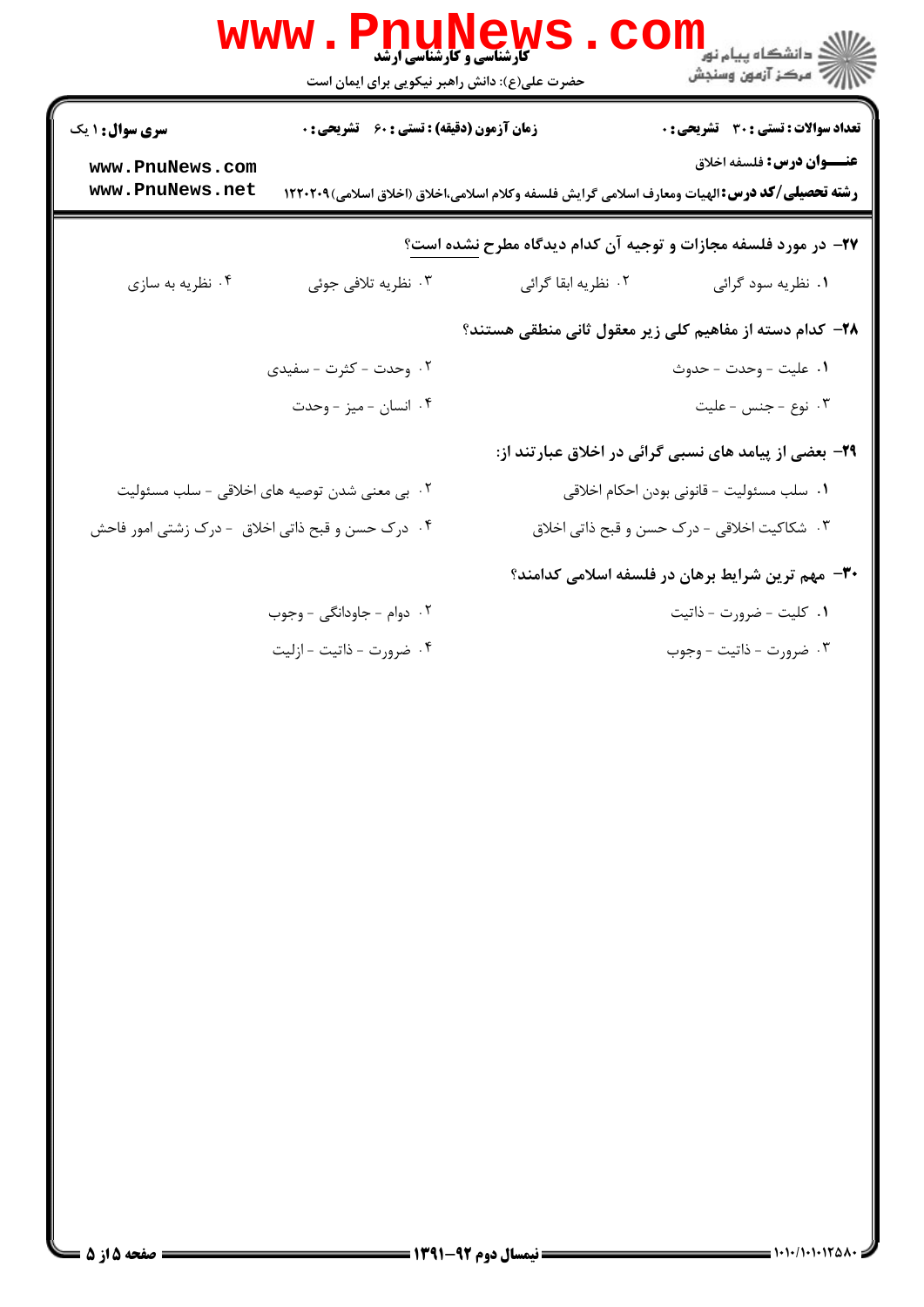**سری سوال:** ۱ یک

**زمان آزمون (دقیقه) :** تستی : ۶۰ تشریحی : ۰

**تعداد سوالات :** تستی : ۳۰ تشریحی : ۰

**عنـــوان درس:** فلسفه اخلاق

**رشته تحصیلی/کد درس:** الهیات ومعارف اسلامی گرایش فلسفه وکلام اسلامی،اخلاق (اخلاق اسلامی)۱۲۲۰۲۰۹

**۲۷- در مورد فلسفه مجازات و توجیه آن کدام دیدگاه مطرح نشده است؟**

۱. نظریه سود گرائی

۲. نظریه ابقا گرائی

۳. نظریه تلافی جوئی

۴. نظریه به سازی

**۲۸- کدام دسته از مفاهیم کلی زیر معقول ثانی منطقی هستند؟**

۱. علیت - وحدت - حدوث

۲. وحدت - کثرت - سفیدی

۳. نوع - جنس - علیت

۴. انسان - میز - وحدت

**۲۹- بعضی از پیامد های نسبی گرائی در اخلاق عبارتند از:**

۱. سلب مسئولیت - قانونی بودن احکام اخلاقی

۲. بی معنی شدن توصیه های اخلاقی - سلب مسئولیت

۳. شکاکیت اخلاقی - درک حسن و قبح ذاتی اخلاق

۴. درک حسن و قبح ذاتی اخلاق - درک زشتی امور فاحش

**۳۰- مهم ترین شرایط برهان در فلسفه اسلامی کدامند؟**

۱. کلیت - ضرورت - ذاتیت

۲. دوام - جاودانگی - وجوب

۳. ضرورت - ذاتیت - وجوب

۴. ضرورت - ذاتیت - ازلیت